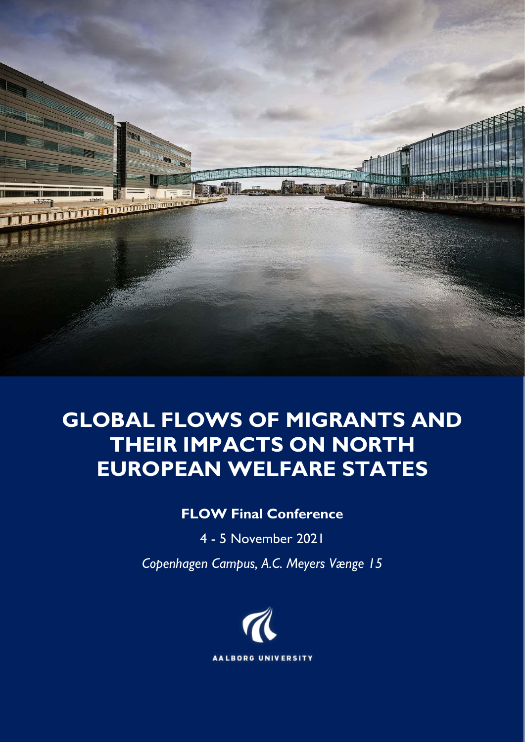# GLOBAL FLOWS OF MIGRANTS AND THEIR IMPACTS ON NORTH EUROPEAN WELFARE STATES

**FLOW Final Conference**

4 - 5 November 2021

*Copenhagen Campus, A.C. Meyers Vænge 15*

AALBORG UNIVERSITY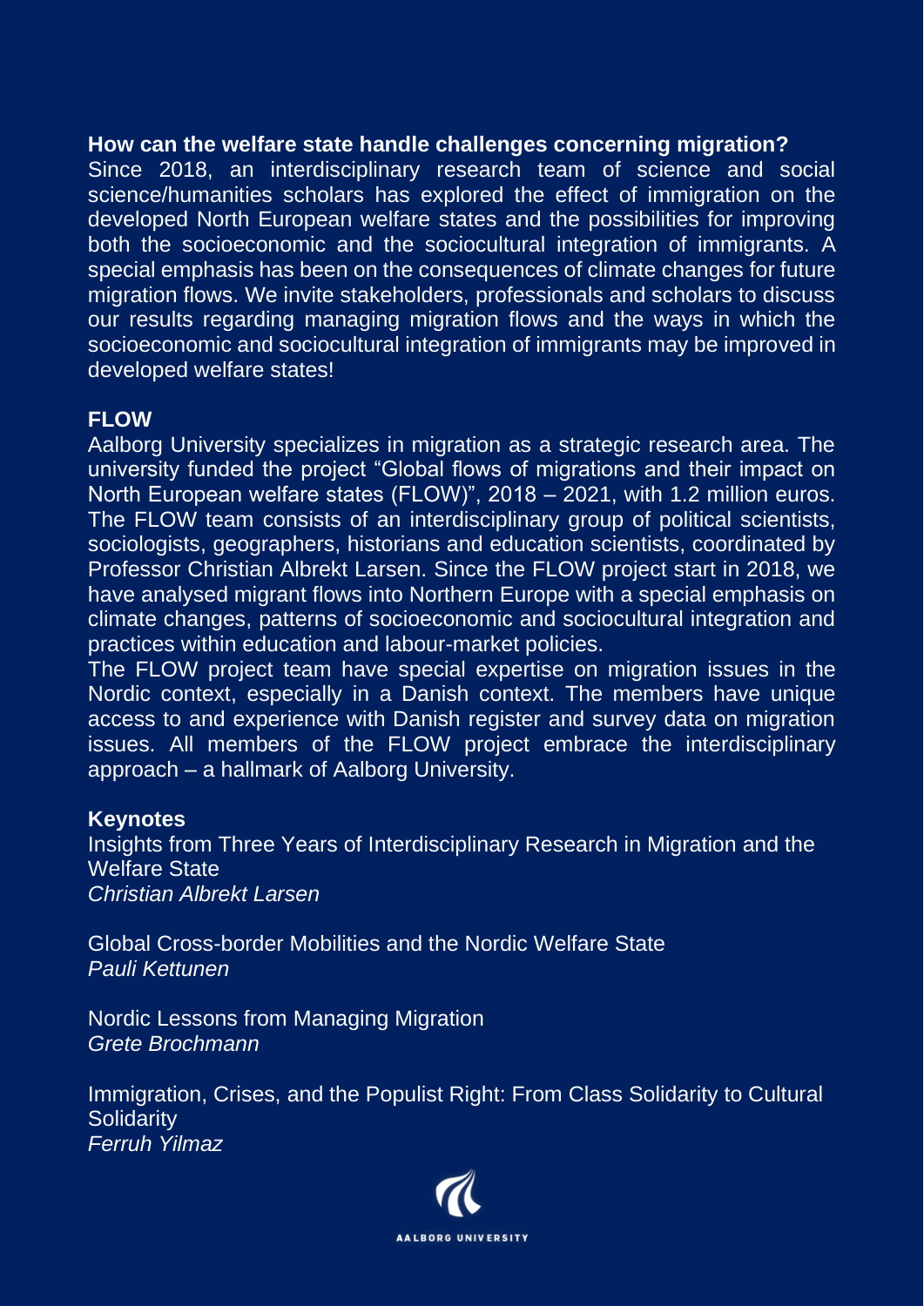## How can the welfare state handle challenges concerning migration?

Since 2018, an interdisciplinary research team of science and social science/humanities scholars has explored the effect of immigration on the developed North European welfare states and the possibilities for improving both the socioeconomic and the sociocultural integration of immigrants. A special emphasis has been on the consequences of climate changes for future migration flows. We invite stakeholders, professionals and scholars to discuss our results regarding managing migration flows and the ways in which the socioeconomic and sociocultural integration of immigrants may be improved in developed welfare states!

## FLOW

Aalborg University specializes in migration as a strategic research area. The university funded the project "Global flows of migrations and their impact on North European welfare states (FLOW)", 2018 – 2021, with 1.2 million euros. The FLOW team consists of an interdisciplinary group of political scientists, sociologists, geographers, historians and education scientists, coordinated by Professor Christian Albrekt Larsen. Since the FLOW project start in 2018, we have analysed migrant flows into Northern Europe with a special emphasis on climate changes, patterns of socioeconomic and sociocultural integration and practices within education and labour-market policies.

The FLOW project team have special expertise on migration issues in the Nordic context, especially in a Danish context. The members have unique access to and experience with Danish register and survey data on migration issues. All members of the FLOW project embrace the interdisciplinary approach – a hallmark of Aalborg University.

## Keynotes

Insights from Three Years of Interdisciplinary Research in Migration and the Welfare State
*Christian Albrekt Larsen*

Global Cross-border Mobilities and the Nordic Welfare State
*Pauli Kettunen*

Nordic Lessons from Managing Migration
*Grete Brochmann*

Immigration, Crises, and the Populist Right: From Class Solidarity to Cultural Solidarity
*Ferruh Yilmaz*

AALBORG UNIVERSITY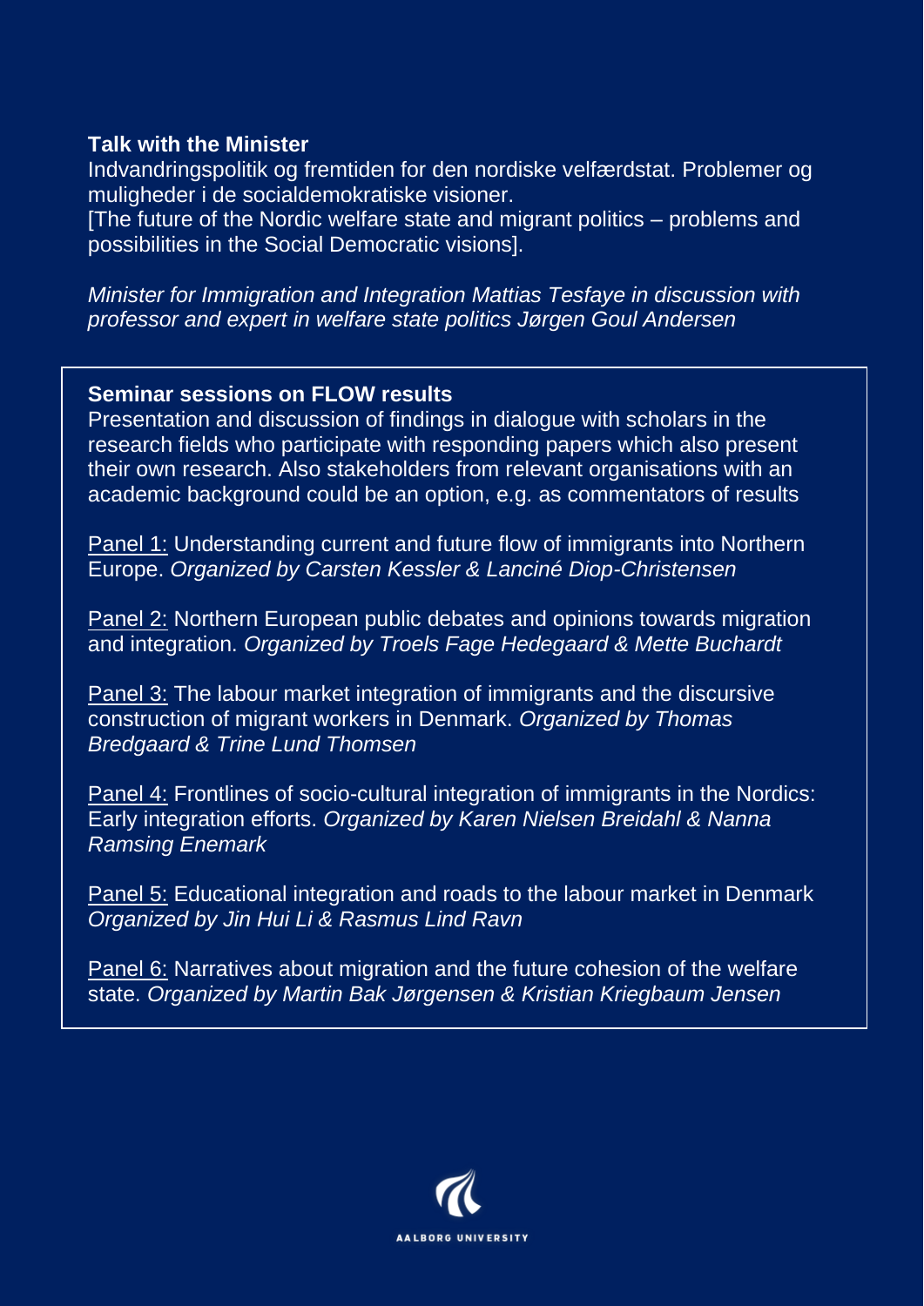**Talk with the Minister**

Indvandringspolitik og fremtiden for den nordiske velfærdstat. Problemer og muligheder i de socialdemokratiske visioner.
[The future of the Nordic welfare state and migrant politics – problems and possibilities in the Social Democratic visions].

*Minister for Immigration and Integration Mattias Tesfaye in discussion with professor and expert in welfare state politics Jørgen Goul Andersen*

**Seminar sessions on FLOW results**

Presentation and discussion of findings in dialogue with scholars in the research fields who participate with responding papers which also present their own research. Also stakeholders from relevant organisations with an academic background could be an option, e.g. as commentators of results

<u>Panel 1:</u> Understanding current and future flow of immigrants into Northern Europe. *Organized by Carsten Kessler & Lanciné Diop-Christensen*

<u>Panel 2:</u> Northern European public debates and opinions towards migration and integration. *Organized by Troels Fage Hedegaard & Mette Buchardt*

<u>Panel 3:</u> The labour market integration of immigrants and the discursive construction of migrant workers in Denmark. *Organized by Thomas Bredgaard & Trine Lund Thomsen*

<u>Panel 4:</u> Frontlines of socio-cultural integration of immigrants in the Nordics: Early integration efforts. *Organized by Karen Nielsen Breidahl & Nanna Ramsing Enemark*

<u>Panel 5:</u> Educational integration and roads to the labour market in Denmark *Organized by Jin Hui Li & Rasmus Lind Ravn*

<u>Panel 6:</u> Narratives about migration and the future cohesion of the welfare state. *Organized by Martin Bak Jørgensen & Kristian Kriegbaum Jensen*

AALBORG UNIVERSITY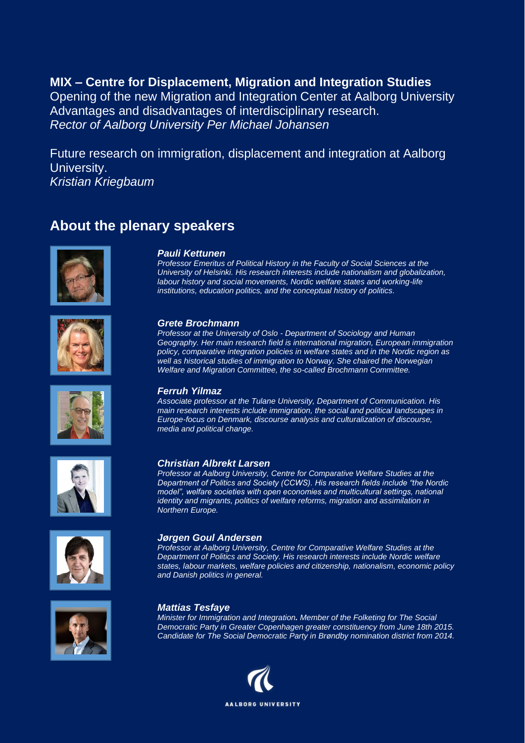**MIX – Centre for Displacement, Migration and Integration Studies**
Opening of the new Migration and Integration Center at Aalborg University
Advantages and disadvantages of interdisciplinary research.
*Rector of Aalborg University Per Michael Johansen*

Future research on immigration, displacement and integration at Aalborg University.
*Kristian Kriegbaum*

## About the plenary speakers

***Pauli Kettunen***
*Professor Emeritus of Political History in the Faculty of Social Sciences at the University of Helsinki. His research interests include nationalism and globalization, labour history and social movements, Nordic welfare states and working-life institutions, education politics, and the conceptual history of politics.*

***Grete Brochmann***
*Professor at the University of Oslo - Department of Sociology and Human Geography. Her main research field is international migration, European immigration policy, comparative integration policies in welfare states and in the Nordic region as well as historical studies of immigration to Norway. She chaired the Norwegian Welfare and Migration Committee, the so-called Brochmann Committee.*

***Ferruh Yilmaz***
*Associate professor at the Tulane University, Department of Communication. His main research interests include immigration, the social and political landscapes in Europe-focus on Denmark, discourse analysis and culturalization of discourse, media and political change.*

***Christian Albrekt Larsen***
*Professor at Aalborg University, Centre for Comparative Welfare Studies at the Department of Politics and Society (CCWS). His research fields include "the Nordic model", welfare societies with open economies and multicultural settings, national identity and migrants, politics of welfare reforms, migration and assimilation in Northern Europe.*

***Jørgen Goul Andersen***
*Professor at Aalborg University, Centre for Comparative Welfare Studies at the Department of Politics and Society. His research interests include Nordic welfare states, labour markets, welfare policies and citizenship, nationalism, economic policy and Danish politics in general.*

***Mattias Tesfaye***
*Minister for Immigration and Integration. Member of the Folketing for The Social Democratic Party in Greater Copenhagen greater constituency from June 18th 2015. Candidate for The Social Democratic Party in Brøndby nomination district from 2014.*

AALBORG UNIVERSITY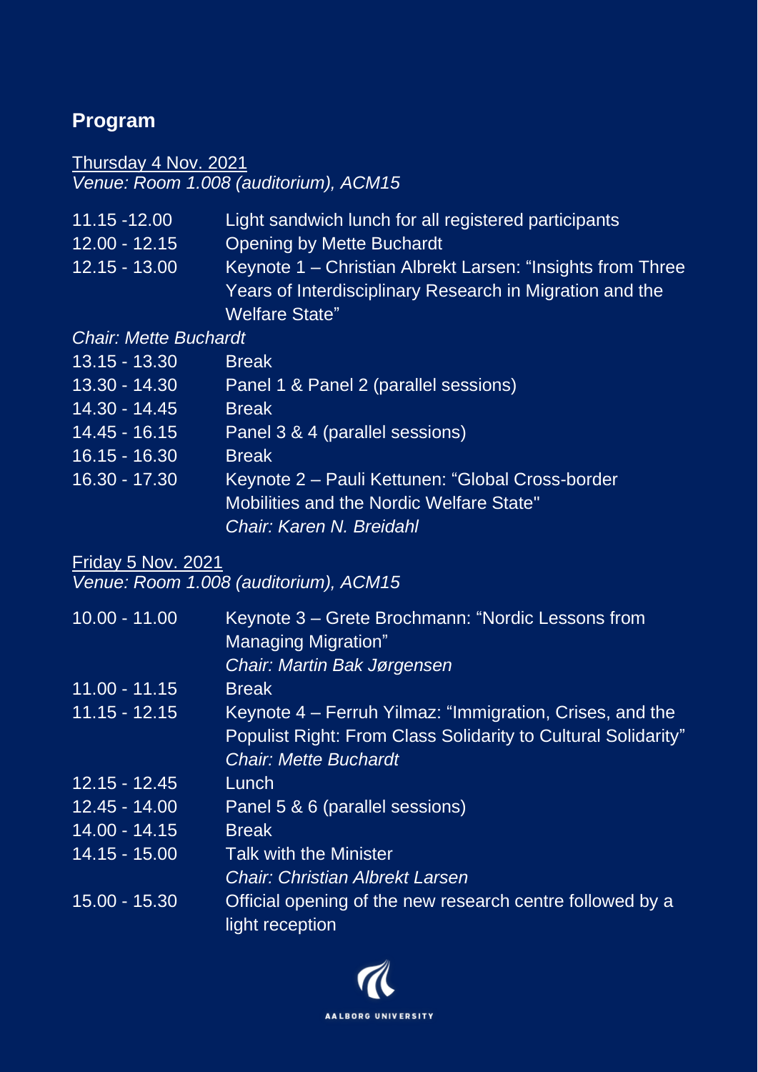## Program

<u>Thursday 4 Nov. 2021</u>
*Venue: Room 1.008 (auditorium), ACM15*

| | |
|---|---|
| 11.15 -12.00 | Light sandwich lunch for all registered participants |
| 12.00 - 12.15 | Opening by Mette Buchardt |
| 12.15 - 13.00 | Keynote 1 – Christian Albrekt Larsen: “Insights from Three Years of Interdisciplinary Research in Migration and the Welfare State” |

*Chair: Mette Buchardt*

| | |
|---|---|
| 13.15 - 13.30 | Break |
| 13.30 - 14.30 | Panel 1 & Panel 2 (parallel sessions) |
| 14.30 - 14.45 | Break |
| 14.45 - 16.15 | Panel 3 & 4 (parallel sessions) |
| 16.15 - 16.30 | Break |
| 16.30 - 17.30 | Keynote 2 – Pauli Kettunen: “Global Cross-border Mobilities and the Nordic Welfare State" *Chair: Karen N. Breidahl* |

<u>Friday 5 Nov. 2021</u>
*Venue: Room 1.008 (auditorium), ACM15*

| | |
|---|---|
| 10.00 - 11.00 | Keynote 3 – Grete Brochmann: “Nordic Lessons from Managing Migration” *Chair: Martin Bak Jørgensen* |
| 11.00 - 11.15 | Break |
| 11.15 - 12.15 | Keynote 4 – Ferruh Yilmaz: “Immigration, Crises, and the Populist Right: From Class Solidarity to Cultural Solidarity” *Chair: Mette Buchardt* |
| 12.15 - 12.45 | Lunch |
| 12.45 - 14.00 | Panel 5 & 6 (parallel sessions) |
| 14.00 - 14.15 | Break |
| 14.15 - 15.00 | Talk with the Minister *Chair: Christian Albrekt Larsen* |
| 15.00 - 15.30 | Official opening of the new research centre followed by a light reception |

AALBORG UNIVERSITY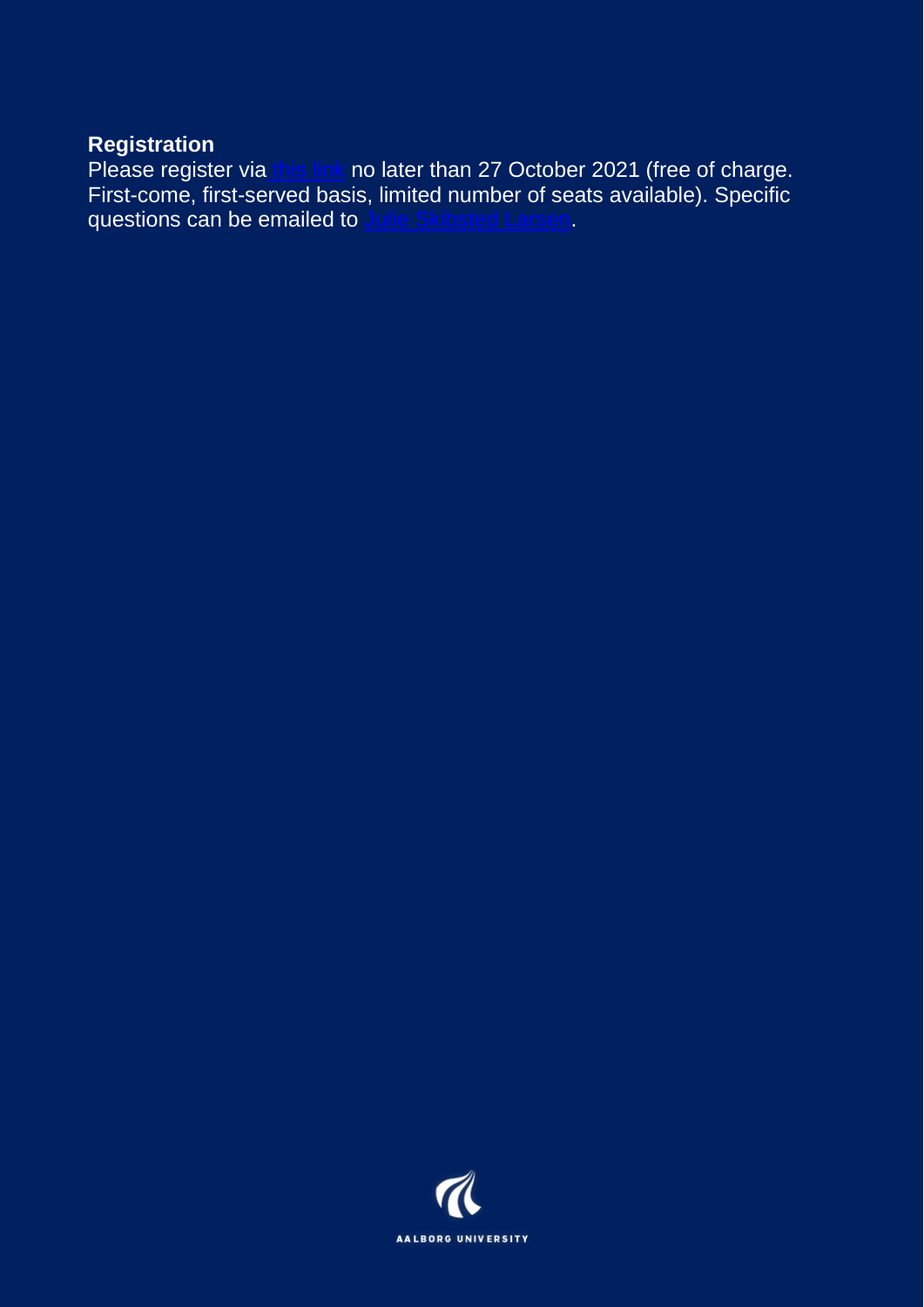**Registration**

Please register via this link no later than 27 October 2021 (free of charge. First-come, first-served basis, limited number of seats available). Specific questions can be emailed to Julie Skibsted Larsen.

AALBORG UNIVERSITY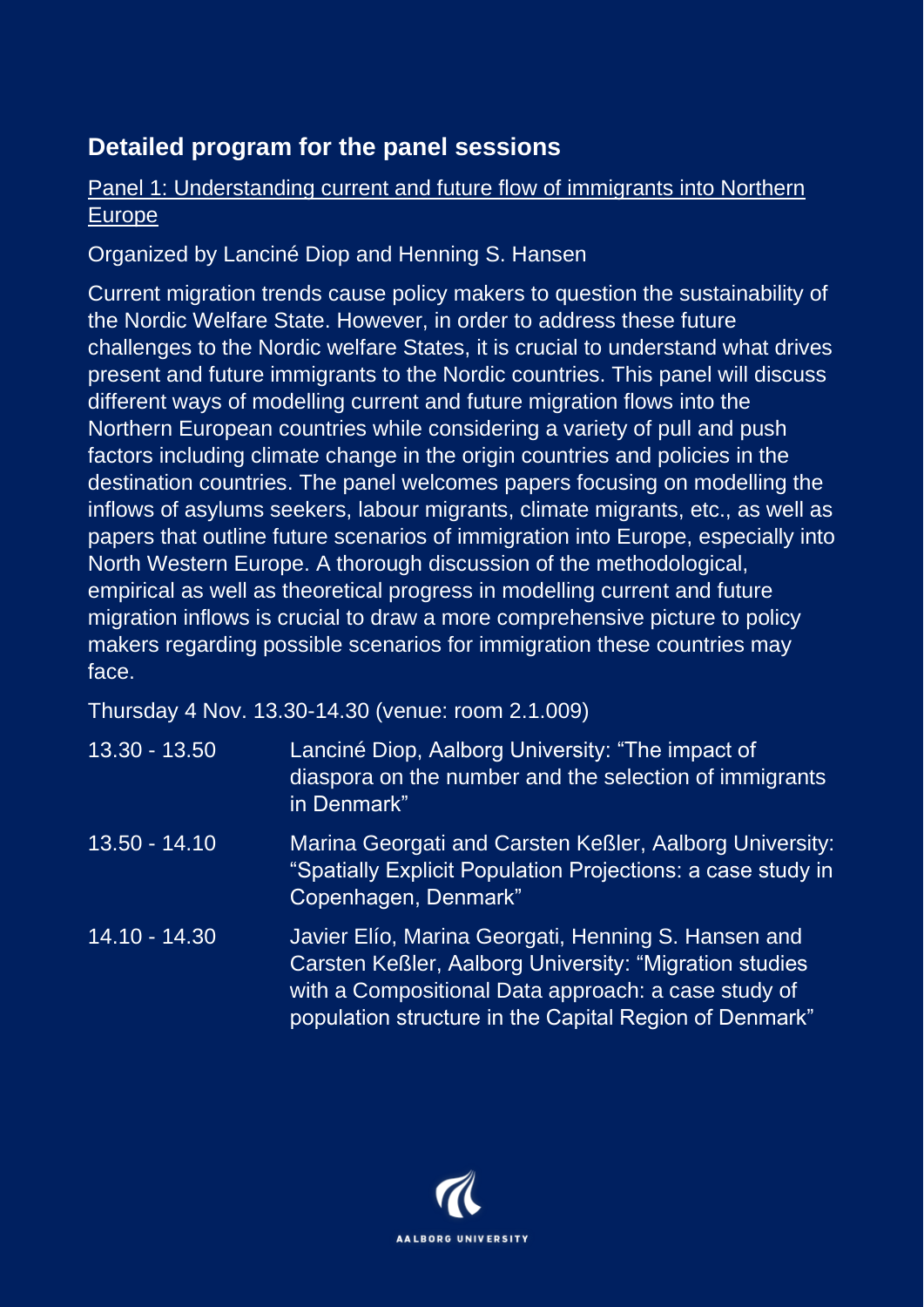## Detailed program for the panel sessions

Panel 1: Understanding current and future flow of immigrants into Northern Europe

Organized by Lanciné Diop and Henning S. Hansen

Current migration trends cause policy makers to question the sustainability of the Nordic Welfare State. However, in order to address these future challenges to the Nordic welfare States, it is crucial to understand what drives present and future immigrants to the Nordic countries. This panel will discuss different ways of modelling current and future migration flows into the Northern European countries while considering a variety of pull and push factors including climate change in the origin countries and policies in the destination countries. The panel welcomes papers focusing on modelling the inflows of asylums seekers, labour migrants, climate migrants, etc., as well as papers that outline future scenarios of immigration into Europe, especially into North Western Europe. A thorough discussion of the methodological, empirical as well as theoretical progress in modelling current and future migration inflows is crucial to draw a more comprehensive picture to policy makers regarding possible scenarios for immigration these countries may face.

Thursday 4 Nov. 13.30-14.30 (venue: room 2.1.009)

| | |
|---|---|
| 13.30 - 13.50 | Lanciné Diop, Aalborg University: "The impact of diaspora on the number and the selection of immigrants in Denmark" |
| 13.50 - 14.10 | Marina Georgati and Carsten Keßler, Aalborg University: "Spatially Explicit Population Projections: a case study in Copenhagen, Denmark" |
| 14.10 - 14.30 | Javier Elío, Marina Georgati, Henning S. Hansen and Carsten Keßler, Aalborg University: "Migration studies with a Compositional Data approach: a case study of population structure in the Capital Region of Denmark" |

AALBORG UNIVERSITY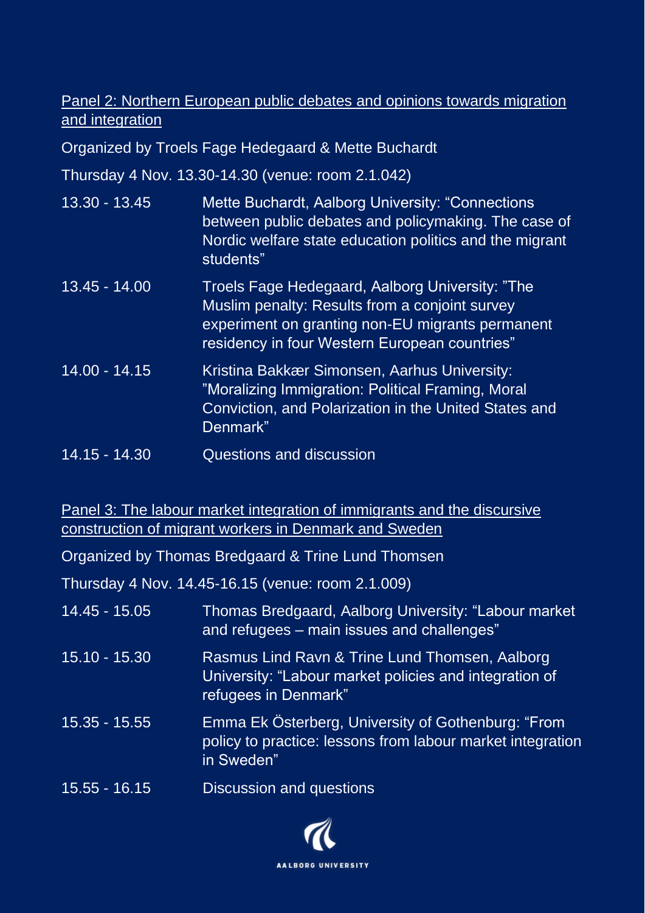Panel 2: Northern European public debates and opinions towards migration and integration

Organized by Troels Fage Hedegaard & Mette Buchardt

Thursday 4 Nov. 13.30-14.30 (venue: room 2.1.042)

| | |
|---|---|
| 13.30 - 13.45 | Mette Buchardt, Aalborg University: “Connections between public debates and policymaking. The case of Nordic welfare state education politics and the migrant students” |
| 13.45 - 14.00 | Troels Fage Hedegaard, Aalborg University: ”The Muslim penalty: Results from a conjoint survey experiment on granting non-EU migrants permanent residency in four Western European countries” |
| 14.00 - 14.15 | Kristina Bakkær Simonsen, Aarhus University: ”Moralizing Immigration: Political Framing, Moral Conviction, and Polarization in the United States and Denmark” |
| 14.15 - 14.30 | Questions and discussion |

Panel 3: The labour market integration of immigrants and the discursive construction of migrant workers in Denmark and Sweden

Organized by Thomas Bredgaard & Trine Lund Thomsen

Thursday 4 Nov. 14.45-16.15 (venue: room 2.1.009)

| | |
|---|---|
| 14.45 - 15.05 | Thomas Bredgaard, Aalborg University: “Labour market and refugees – main issues and challenges” |
| 15.10 - 15.30 | Rasmus Lind Ravn & Trine Lund Thomsen, Aalborg University: “Labour market policies and integration of refugees in Denmark” |
| 15.35 - 15.55 | Emma Ek Österberg, University of Gothenburg: “From policy to practice: lessons from labour market integration in Sweden” |
| 15.55 - 16.15 | Discussion and questions |

AALBORG UNIVERSITY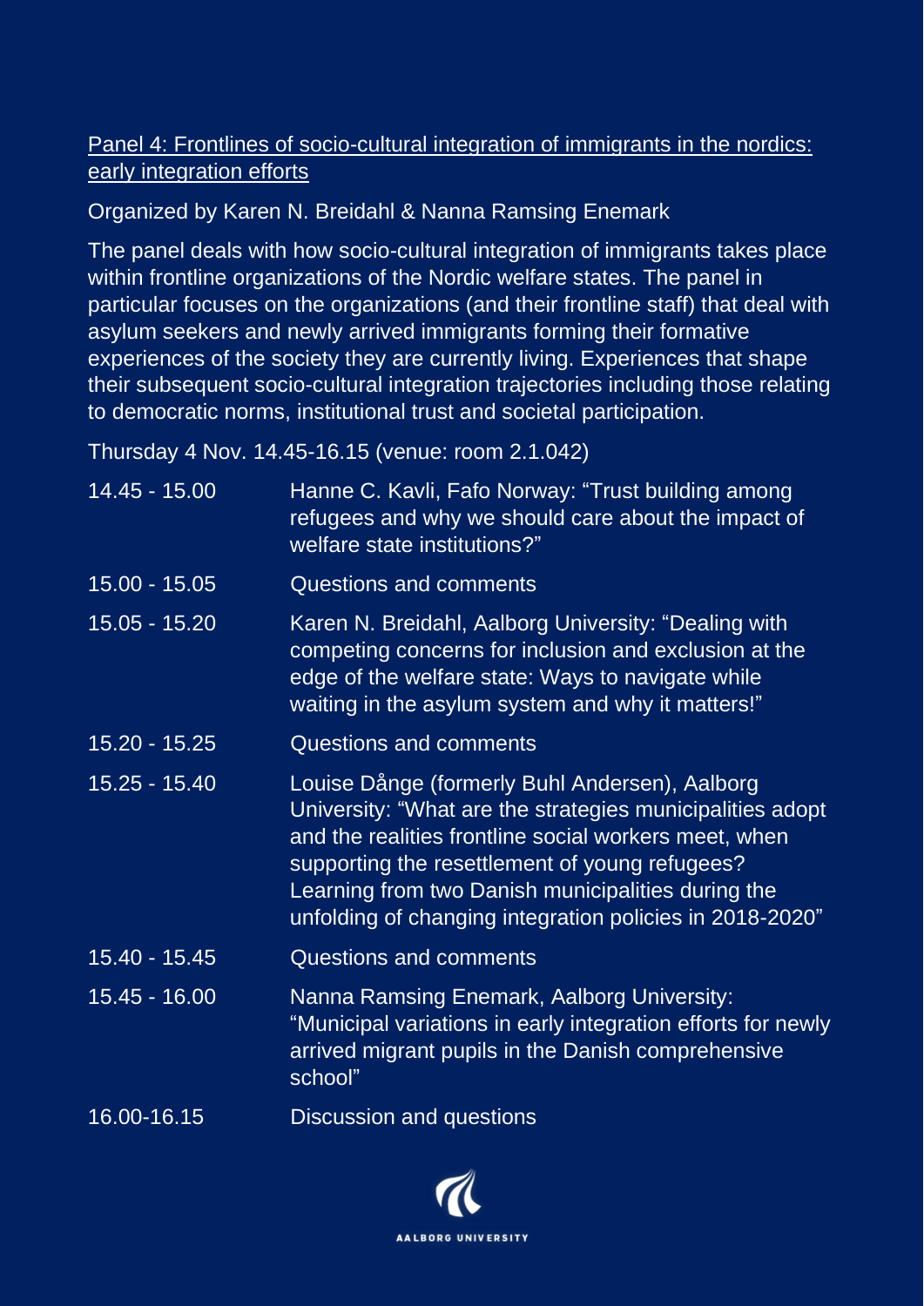## Panel 4: Frontlines of socio-cultural integration of immigrants in the nordics: early integration efforts

Organized by Karen N. Breidahl & Nanna Ramsing Enemark

The panel deals with how socio-cultural integration of immigrants takes place within frontline organizations of the Nordic welfare states. The panel in particular focuses on the organizations (and their frontline staff) that deal with asylum seekers and newly arrived immigrants forming their formative experiences of the society they are currently living. Experiences that shape their subsequent socio-cultural integration trajectories including those relating to democratic norms, institutional trust and societal participation.

Thursday 4 Nov. 14.45-16.15 (venue: room 2.1.042)

| | |
|---|---|
| 14.45 - 15.00 | Hanne C. Kavli, Fafo Norway: "Trust building among refugees and why we should care about the impact of welfare state institutions?" |
| 15.00 - 15.05 | Questions and comments |
| 15.05 - 15.20 | Karen N. Breidahl, Aalborg University: "Dealing with competing concerns for inclusion and exclusion at the edge of the welfare state: Ways to navigate while waiting in the asylum system and why it matters!" |
| 15.20 - 15.25 | Questions and comments |
| 15.25 - 15.40 | Louise Dånge (formerly Buhl Andersen), Aalborg University: "What are the strategies municipalities adopt and the realities frontline social workers meet, when supporting the resettlement of young refugees? Learning from two Danish municipalities during the unfolding of changing integration policies in 2018-2020" |
| 15.40 - 15.45 | Questions and comments |
| 15.45 - 16.00 | Nanna Ramsing Enemark, Aalborg University: "Municipal variations in early integration efforts for newly arrived migrant pupils in the Danish comprehensive school" |
| 16.00-16.15 | Discussion and questions |

AALBORG UNIVERSITY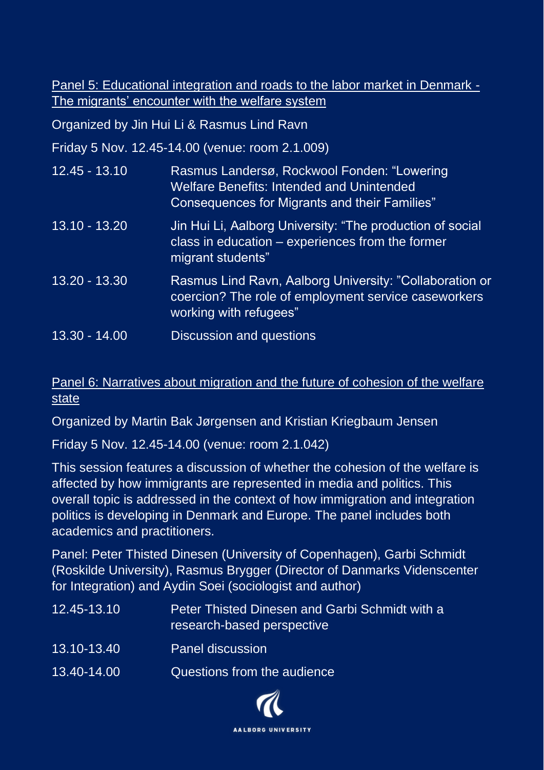## Panel 5: Educational integration and roads to the labor market in Denmark - The migrants' encounter with the welfare system

Organized by Jin Hui Li & Rasmus Lind Ravn

Friday 5 Nov. 12.45-14.00 (venue: room 2.1.009)

| | |
|---|---|
| 12.45 - 13.10 | Rasmus Landersø, Rockwool Fonden: "Lowering Welfare Benefits: Intended and Unintended Consequences for Migrants and their Families" |
| 13.10 - 13.20 | Jin Hui Li, Aalborg University: "The production of social class in education – experiences from the former migrant students" |
| 13.20 - 13.30 | Rasmus Lind Ravn, Aalborg University: "Collaboration or coercion? The role of employment service caseworkers working with refugees" |
| 13.30 - 14.00 | Discussion and questions |

## Panel 6: Narratives about migration and the future of cohesion of the welfare state

Organized by Martin Bak Jørgensen and Kristian Kriegbaum Jensen

Friday 5 Nov. 12.45-14.00 (venue: room 2.1.042)

This session features a discussion of whether the cohesion of the welfare is affected by how immigrants are represented in media and politics. This overall topic is addressed in the context of how immigration and integration politics is developing in Denmark and Europe. The panel includes both academics and practitioners.

Panel: Peter Thisted Dinesen (University of Copenhagen), Garbi Schmidt (Roskilde University), Rasmus Brygger (Director of Danmarks Videnscenter for Integration) and Aydin Soei (sociologist and author)

| | |
|---|---|
| 12.45-13.10 | Peter Thisted Dinesen and Garbi Schmidt with a research-based perspective |
| 13.10-13.40 | Panel discussion |
| 13.40-14.00 | Questions from the audience |

AALBORG UNIVERSITY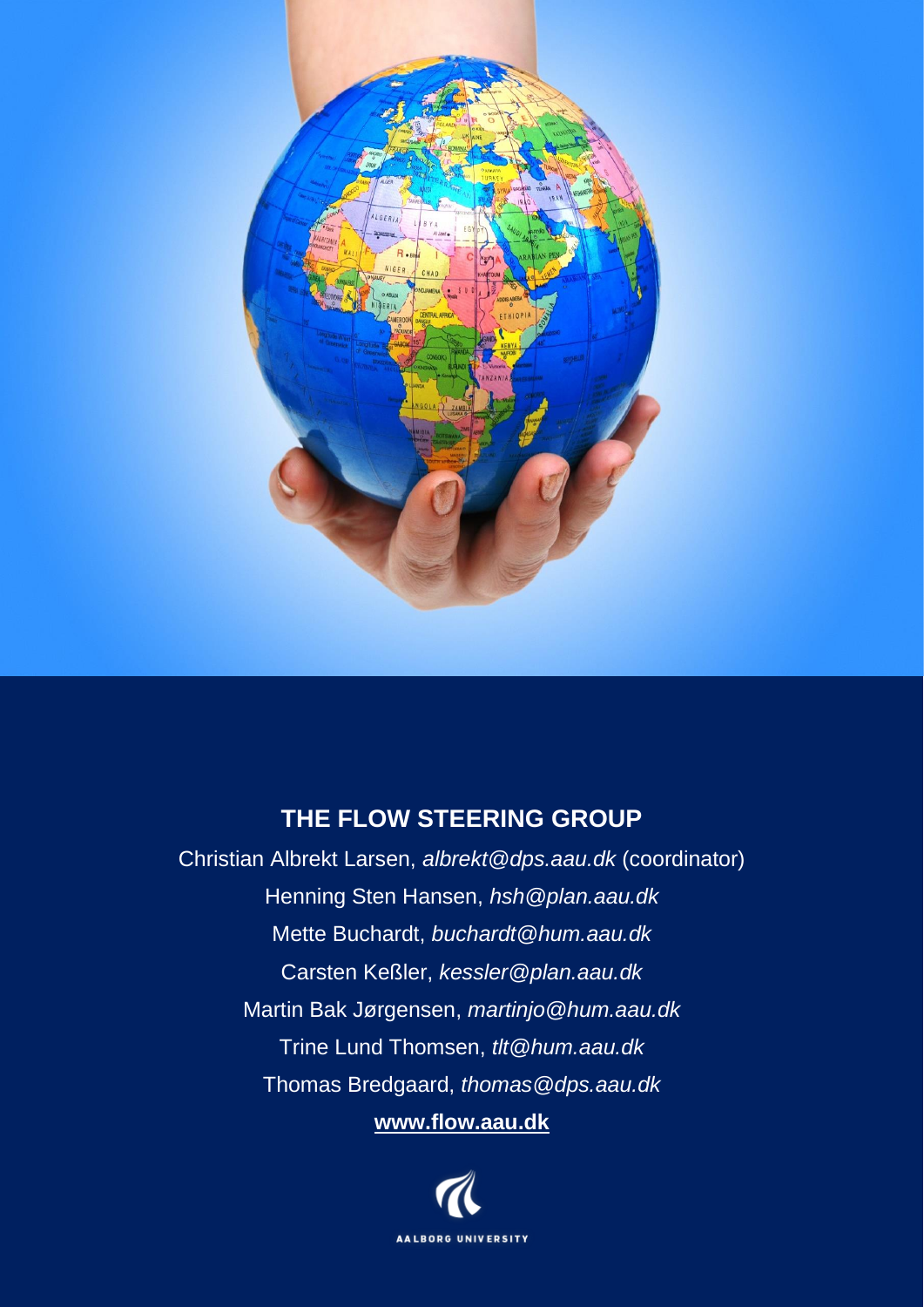## THE FLOW STEERING GROUP

Christian Albrekt Larsen, *albrekt@dps.aau.dk* (coordinator)

Henning Sten Hansen, *hsh@plan.aau.dk*

Mette Buchardt, *buchardt@hum.aau.dk*

Carsten Keßler, *kessler@plan.aau.dk*

Martin Bak Jørgensen, *martinjo@hum.aau.dk*

Trine Lund Thomsen, *tlt@hum.aau.dk*

Thomas Bredgaard, *thomas@dps.aau.dk*

**www.flow.aau.dk**

AALBORG UNIVERSITY